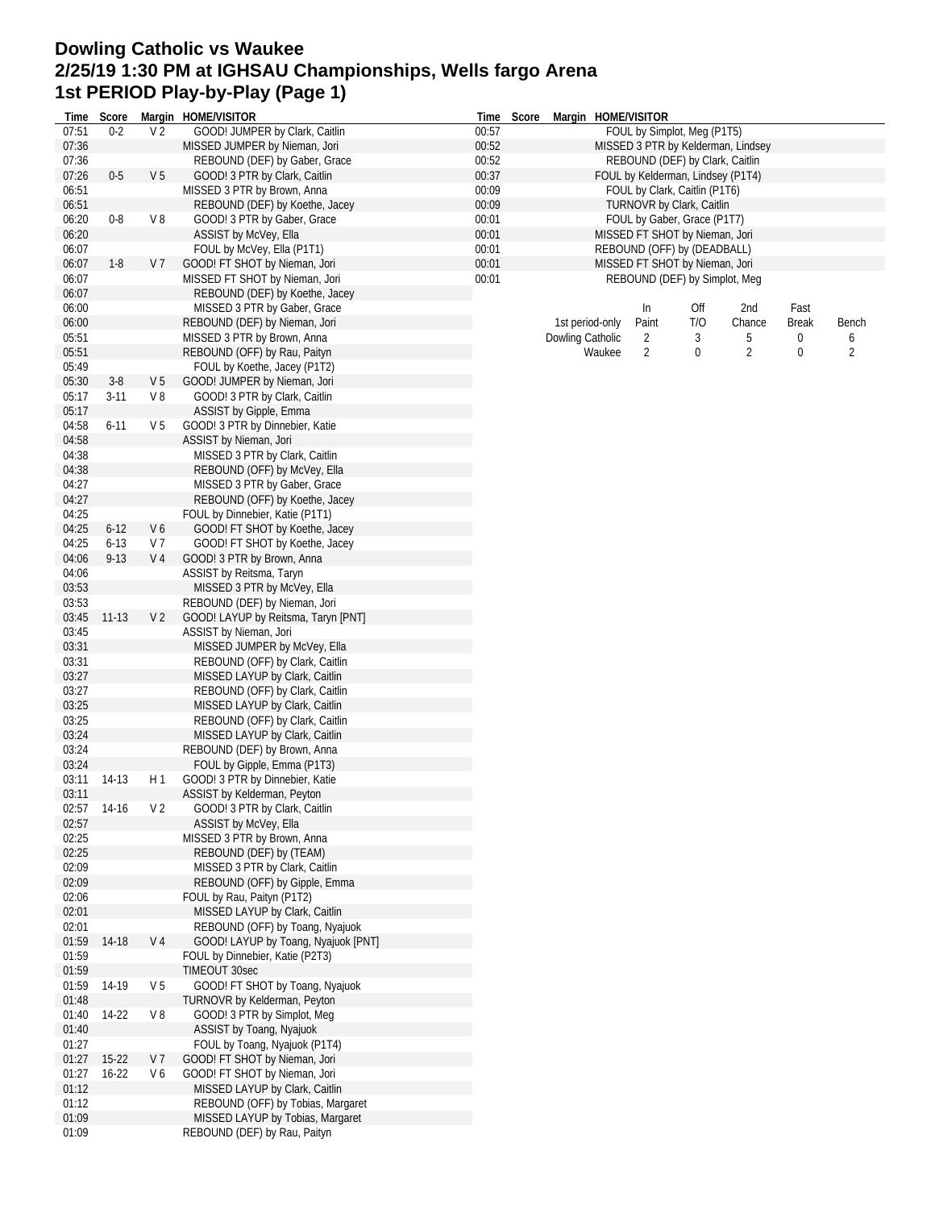# Dowling Catholic vs Waukee
## 2/25/19 1:30 PM at IGHSAU Championships, Wells fargo Arena
## 1st PERIOD Play-by-Play (Page 1)

| Time | Score | Margin | HOME/VISITOR |
|---|---|---|---|
| 07:51 | 0-2 | V 2 | GOOD! JUMPER by Clark, Caitlin |
| 07:36 | | | MISSED JUMPER by Nieman, Jori |
| 07:36 | | | REBOUND (DEF) by Gaber, Grace |
| 07:26 | 0-5 | V 5 | GOOD! 3 PTR by Clark, Caitlin |
| 06:51 | | | MISSED 3 PTR by Brown, Anna |
| 06:51 | | | REBOUND (DEF) by Koethe, Jacey |
| 06:20 | 0-8 | V 8 | GOOD! 3 PTR by Gaber, Grace |
| 06:20 | | | ASSIST by McVey, Ella |
| 06:07 | | | FOUL by McVey, Ella (P1T1) |
| 06:07 | 1-8 | V 7 | GOOD! FT SHOT by Nieman, Jori |
| 06:07 | | | MISSED FT SHOT by Nieman, Jori |
| 06:07 | | | REBOUND (DEF) by Koethe, Jacey |
| 06:00 | | | MISSED 3 PTR by Gaber, Grace |
| 06:00 | | | REBOUND (DEF) by Nieman, Jori |
| 05:51 | | | MISSED 3 PTR by Brown, Anna |
| 05:51 | | | REBOUND (OFF) by Rau, Paityn |
| 05:49 | | | FOUL by Koethe, Jacey (P1T2) |
| 05:30 | 3-8 | V 5 | GOOD! JUMPER by Nieman, Jori |
| 05:17 | 3-11 | V 8 | GOOD! 3 PTR by Clark, Caitlin |
| 05:17 | | | ASSIST by Gipple, Emma |
| 04:58 | 6-11 | V 5 | GOOD! 3 PTR by Dinnebier, Katie |
| 04:58 | | | ASSIST by Nieman, Jori |
| 04:38 | | | MISSED 3 PTR by Clark, Caitlin |
| 04:38 | | | REBOUND (OFF) by McVey, Ella |
| 04:27 | | | MISSED 3 PTR by Gaber, Grace |
| 04:27 | | | REBOUND (OFF) by Koethe, Jacey |
| 04:25 | | | FOUL by Dinnebier, Katie (P1T1) |
| 04:25 | 6-12 | V 6 | GOOD! FT SHOT by Koethe, Jacey |
| 04:25 | 6-13 | V 7 | GOOD! FT SHOT by Koethe, Jacey |
| 04:06 | 9-13 | V 4 | GOOD! 3 PTR by Brown, Anna |
| 04:06 | | | ASSIST by Reitsma, Taryn |
| 03:53 | | | MISSED 3 PTR by McVey, Ella |
| 03:53 | | | REBOUND (DEF) by Nieman, Jori |
| 03:45 | 11-13 | V 2 | GOOD! LAYUP by Reitsma, Taryn [PNT] |
| 03:45 | | | ASSIST by Nieman, Jori |
| 03:31 | | | MISSED JUMPER by McVey, Ella |
| 03:31 | | | REBOUND (OFF) by Clark, Caitlin |
| 03:27 | | | MISSED LAYUP by Clark, Caitlin |
| 03:27 | | | REBOUND (OFF) by Clark, Caitlin |
| 03:25 | | | MISSED LAYUP by Clark, Caitlin |
| 03:25 | | | REBOUND (OFF) by Clark, Caitlin |
| 03:24 | | | MISSED LAYUP by Clark, Caitlin |
| 03:24 | | | REBOUND (DEF) by Brown, Anna |
| 03:24 | | | FOUL by Gipple, Emma (P1T3) |
| 03:11 | 14-13 | H 1 | GOOD! 3 PTR by Dinnebier, Katie |
| 03:11 | | | ASSIST by Kelderman, Peyton |
| 02:57 | 14-16 | V 2 | GOOD! 3 PTR by Clark, Caitlin |
| 02:57 | | | ASSIST by McVey, Ella |
| 02:25 | | | MISSED 3 PTR by Brown, Anna |
| 02:25 | | | REBOUND (DEF) by (TEAM) |
| 02:09 | | | MISSED 3 PTR by Clark, Caitlin |
| 02:09 | | | REBOUND (OFF) by Gipple, Emma |
| 02:06 | | | FOUL by Rau, Paityn (P1T2) |
| 02:01 | | | MISSED LAYUP by Clark, Caitlin |
| 02:01 | | | REBOUND (OFF) by Toang, Nyajuok |
| 01:59 | 14-18 | V 4 | GOOD! LAYUP by Toang, Nyajuok [PNT] |
| 01:59 | | | FOUL by Dinnebier, Katie (P2T3) |
| 01:59 | | | TIMEOUT 30sec |
| 01:59 | 14-19 | V 5 | GOOD! FT SHOT by Toang, Nyajuok |
| 01:48 | | | TURNOVR by Kelderman, Peyton |
| 01:40 | 14-22 | V 8 | GOOD! 3 PTR by Simplot, Meg |
| 01:40 | | | ASSIST by Toang, Nyajuok |
| 01:27 | | | FOUL by Toang, Nyajuok (P1T4) |
| 01:27 | 15-22 | V 7 | GOOD! FT SHOT by Nieman, Jori |
| 01:27 | 16-22 | V 6 | GOOD! FT SHOT by Nieman, Jori |
| 01:12 | | | MISSED LAYUP by Clark, Caitlin |
| 01:12 | | | REBOUND (OFF) by Tobias, Margaret |
| 01:09 | | | MISSED LAYUP by Tobias, Margaret |
| 01:09 | | | REBOUND (DEF) by Rau, Paityn |
| 00:57 | | | FOUL by Simplot, Meg (P1T5) |
| 00:52 | | | MISSED 3 PTR by Kelderman, Lindsey |
| 00:52 | | | REBOUND (DEF) by Clark, Caitlin |
| 00:37 | | | FOUL by Kelderman, Lindsey (P1T4) |
| 00:09 | | | FOUL by Clark, Caitlin (P1T6) |
| 00:09 | | | TURNOVR by Clark, Caitlin |
| 00:01 | | | FOUL by Gaber, Grace (P1T7) |
| 00:01 | | | MISSED FT SHOT by Nieman, Jori |
| 00:01 | | | REBOUND (OFF) by (DEADBALL) |
| 00:01 | | | MISSED FT SHOT by Nieman, Jori |
| 00:01 | | | REBOUND (DEF) by Simplot, Meg |

| 1st period-only | In Paint | Off T/O | 2nd Chance | Fast Break | Bench |
|---|---|---|---|---|---|
| Dowling Catholic | 2 | 3 | 5 | 0 | 6 |
| Waukee | 2 | 0 | 2 | 0 | 2 |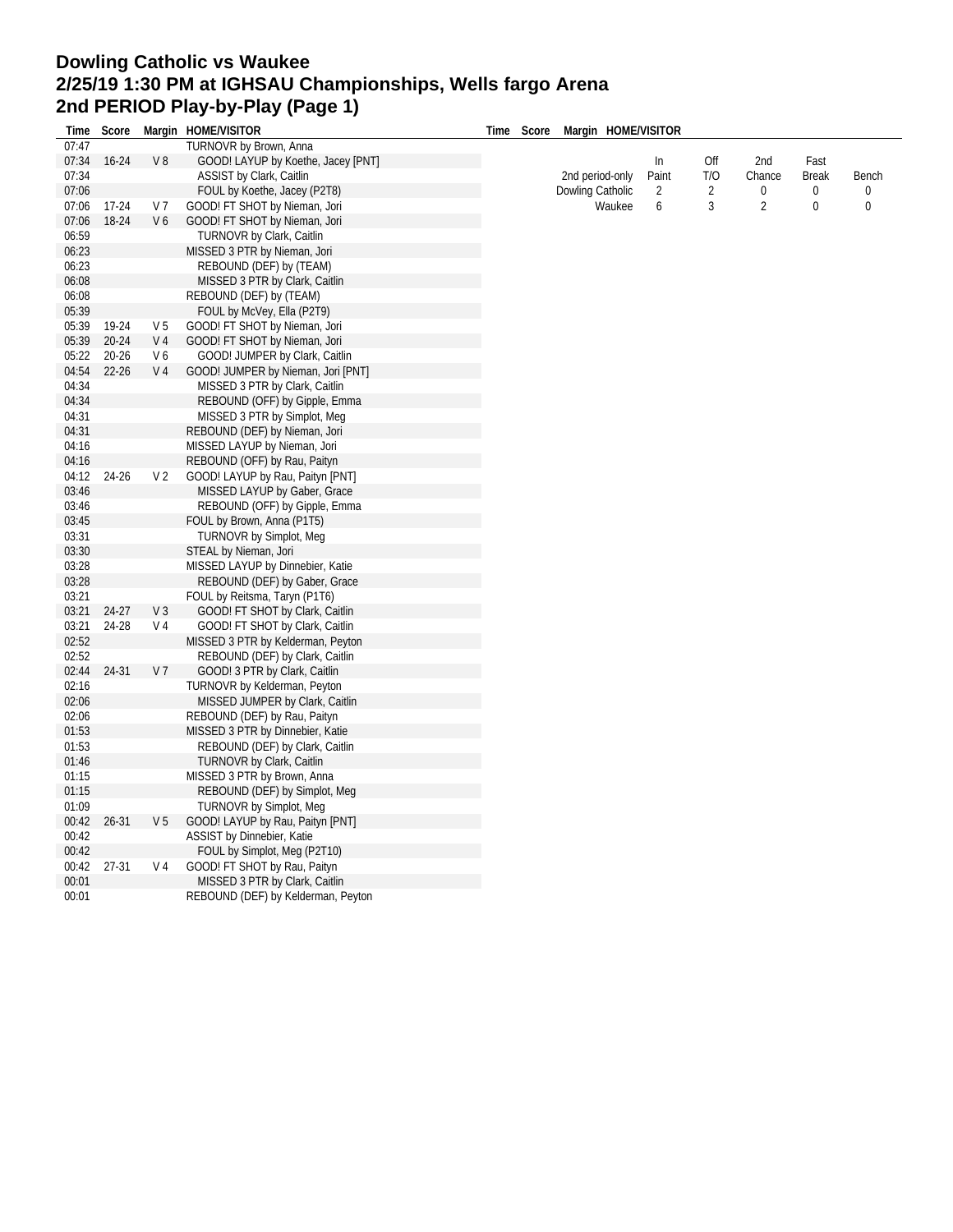# Dowling Catholic vs Waukee
# 2/25/19 1:30 PM at IGHSAU Championships, Wells fargo Arena
# 2nd PERIOD Play-by-Play (Page 1)

| Time | Score | Margin | HOME/VISITOR |
|---|---|---|---|
| 07:47 | | | TURNOVR by Brown, Anna |
| 07:34 | 16-24 | V 8 | GOOD! LAYUP by Koethe, Jacey [PNT] |
| 07:34 | | | ASSIST by Clark, Caitlin |
| 07:06 | | | FOUL by Koethe, Jacey (P2T8) |
| 07:06 | 17-24 | V 7 | GOOD! FT SHOT by Nieman, Jori |
| 07:06 | 18-24 | V 6 | GOOD! FT SHOT by Nieman, Jori |
| 06:59 | | | TURNOVR by Clark, Caitlin |
| 06:23 | | | MISSED 3 PTR by Nieman, Jori |
| 06:23 | | | REBOUND (DEF) by (TEAM) |
| 06:08 | | | MISSED 3 PTR by Clark, Caitlin |
| 06:08 | | | REBOUND (DEF) by (TEAM) |
| 05:39 | | | FOUL by McVey, Ella (P2T9) |
| 05:39 | 19-24 | V 5 | GOOD! FT SHOT by Nieman, Jori |
| 05:39 | 20-24 | V 4 | GOOD! FT SHOT by Nieman, Jori |
| 05:22 | 20-26 | V 6 | GOOD! JUMPER by Clark, Caitlin |
| 04:54 | 22-26 | V 4 | GOOD! JUMPER by Nieman, Jori [PNT] |
| 04:34 | | | MISSED 3 PTR by Clark, Caitlin |
| 04:34 | | | REBOUND (OFF) by Gipple, Emma |
| 04:31 | | | MISSED 3 PTR by Simplot, Meg |
| 04:31 | | | REBOUND (DEF) by Nieman, Jori |
| 04:16 | | | MISSED LAYUP by Nieman, Jori |
| 04:16 | | | REBOUND (OFF) by Rau, Paityn |
| 04:12 | 24-26 | V 2 | GOOD! LAYUP by Rau, Paityn [PNT] |
| 03:46 | | | MISSED LAYUP by Gaber, Grace |
| 03:46 | | | REBOUND (OFF) by Gipple, Emma |
| 03:45 | | | FOUL by Brown, Anna (P1T5) |
| 03:31 | | | TURNOVR by Simplot, Meg |
| 03:30 | | | STEAL by Nieman, Jori |
| 03:28 | | | MISSED LAYUP by Dinnebier, Katie |
| 03:28 | | | REBOUND (DEF) by Gaber, Grace |
| 03:21 | | | FOUL by Reitsma, Taryn (P1T6) |
| 03:21 | 24-27 | V 3 | GOOD! FT SHOT by Clark, Caitlin |
| 03:21 | 24-28 | V 4 | GOOD! FT SHOT by Clark, Caitlin |
| 02:52 | | | MISSED 3 PTR by Kelderman, Peyton |
| 02:52 | | | REBOUND (DEF) by Clark, Caitlin |
| 02:44 | 24-31 | V 7 | GOOD! 3 PTR by Clark, Caitlin |
| 02:16 | | | TURNOVR by Kelderman, Peyton |
| 02:06 | | | MISSED JUMPER by Clark, Caitlin |
| 02:06 | | | REBOUND (DEF) by Rau, Paityn |
| 01:53 | | | MISSED 3 PTR by Dinnebier, Katie |
| 01:53 | | | REBOUND (DEF) by Clark, Caitlin |
| 01:46 | | | TURNOVR by Clark, Caitlin |
| 01:15 | | | MISSED 3 PTR by Brown, Anna |
| 01:15 | | | REBOUND (DEF) by Simplot, Meg |
| 01:09 | | | TURNOVR by Simplot, Meg |
| 00:42 | 26-31 | V 5 | GOOD! LAYUP by Rau, Paityn [PNT] |
| 00:42 | | | ASSIST by Dinnebier, Katie |
| 00:42 | | | FOUL by Simplot, Meg (P2T10) |
| 00:42 | 27-31 | V 4 | GOOD! FT SHOT by Rau, Paityn |
| 00:01 | | | MISSED 3 PTR by Clark, Caitlin |
| 00:01 | | | REBOUND (DEF) by Kelderman, Peyton |

| 2nd period-only | In Paint | Off T/O | 2nd Chance | Fast Break | Bench |
|---|---|---|---|---|---|
| Dowling Catholic | 2 | 2 | 0 | 0 | 0 |
| Waukee | 6 | 3 | 2 | 0 | 0 |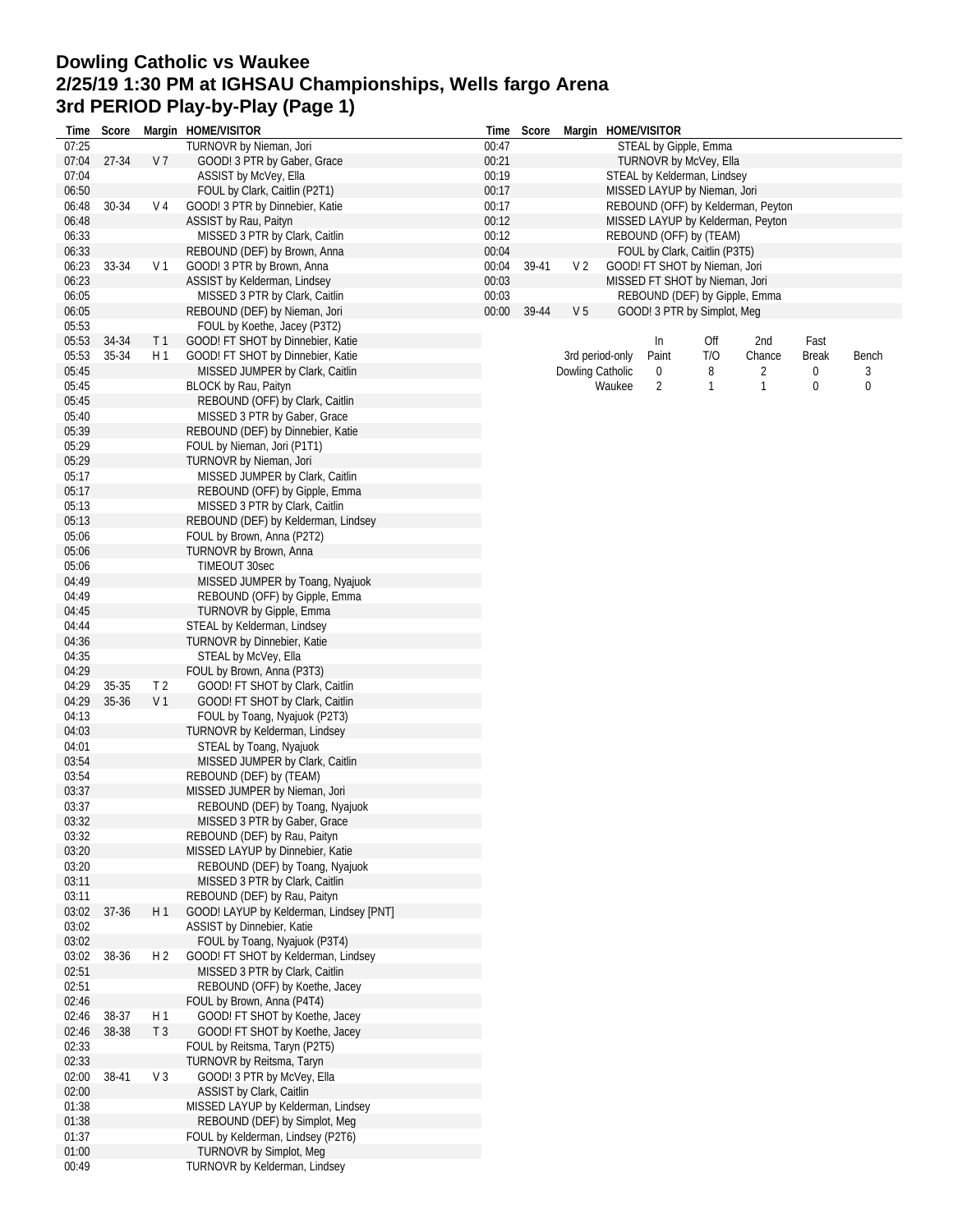# Dowling Catholic vs Waukee
## 2/25/19 1:30 PM at IGHSAU Championships, Wells fargo Arena
## 3rd PERIOD Play-by-Play (Page 1)

| Time | Score | Margin | HOME/VISITOR |
|---|---|---|---|
| 07:25 | | | TURNOVR by Nieman, Jori |
| 07:04 | 27-34 | V 7 | GOOD! 3 PTR by Gaber, Grace |
| 07:04 | | | ASSIST by McVey, Ella |
| 06:50 | | | FOUL by Clark, Caitlin (P2T1) |
| 06:48 | 30-34 | V 4 | GOOD! 3 PTR by Dinnebier, Katie |
| 06:48 | | | ASSIST by Rau, Paityn |
| 06:33 | | | MISSED 3 PTR by Clark, Caitlin |
| 06:33 | | | REBOUND (DEF) by Brown, Anna |
| 06:23 | 33-34 | V 1 | GOOD! 3 PTR by Brown, Anna |
| 06:23 | | | ASSIST by Kelderman, Lindsey |
| 06:05 | | | MISSED 3 PTR by Clark, Caitlin |
| 06:05 | | | REBOUND (DEF) by Nieman, Jori |
| 05:53 | | | FOUL by Koethe, Jacey (P3T2) |
| 05:53 | 34-34 | T 1 | GOOD! FT SHOT by Dinnebier, Katie |
| 05:53 | 35-34 | H 1 | GOOD! FT SHOT by Dinnebier, Katie |
| 05:45 | | | MISSED JUMPER by Clark, Caitlin |
| 05:45 | | | BLOCK by Rau, Paityn |
| 05:45 | | | REBOUND (OFF) by Clark, Caitlin |
| 05:40 | | | MISSED 3 PTR by Gaber, Grace |
| 05:39 | | | REBOUND (DEF) by Dinnebier, Katie |
| 05:29 | | | FOUL by Nieman, Jori (P1T1) |
| 05:29 | | | TURNOVR by Nieman, Jori |
| 05:17 | | | MISSED JUMPER by Clark, Caitlin |
| 05:17 | | | REBOUND (OFF) by Gipple, Emma |
| 05:13 | | | MISSED 3 PTR by Clark, Caitlin |
| 05:13 | | | REBOUND (DEF) by Kelderman, Lindsey |
| 05:06 | | | FOUL by Brown, Anna (P2T2) |
| 05:06 | | | TURNOVR by Brown, Anna |
| 05:06 | | | TIMEOUT 30sec |
| 04:49 | | | MISSED JUMPER by Toang, Nyajuok |
| 04:49 | | | REBOUND (OFF) by Gipple, Emma |
| 04:45 | | | TURNOVR by Gipple, Emma |
| 04:44 | | | STEAL by Kelderman, Lindsey |
| 04:36 | | | TURNOVR by Dinnebier, Katie |
| 04:35 | | | STEAL by McVey, Ella |
| 04:29 | | | FOUL by Brown, Anna (P3T3) |
| 04:29 | 35-35 | T 2 | GOOD! FT SHOT by Clark, Caitlin |
| 04:29 | 35-36 | V 1 | GOOD! FT SHOT by Clark, Caitlin |
| 04:13 | | | FOUL by Toang, Nyajuok (P2T3) |
| 04:03 | | | TURNOVR by Kelderman, Lindsey |
| 04:01 | | | STEAL by Toang, Nyajuok |
| 03:54 | | | MISSED JUMPER by Clark, Caitlin |
| 03:54 | | | REBOUND (DEF) by (TEAM) |
| 03:37 | | | MISSED JUMPER by Nieman, Jori |
| 03:37 | | | REBOUND (DEF) by Toang, Nyajuok |
| 03:32 | | | MISSED 3 PTR by Gaber, Grace |
| 03:32 | | | REBOUND (DEF) by Rau, Paityn |
| 03:20 | | | MISSED LAYUP by Dinnebier, Katie |
| 03:20 | | | REBOUND (DEF) by Toang, Nyajuok |
| 03:11 | | | MISSED 3 PTR by Clark, Caitlin |
| 03:11 | | | REBOUND (DEF) by Rau, Paityn |
| 03:02 | 37-36 | H 1 | GOOD! LAYUP by Kelderman, Lindsey [PNT] |
| 03:02 | | | ASSIST by Dinnebier, Katie |
| 03:02 | | | FOUL by Toang, Nyajuok (P3T4) |
| 03:02 | 38-36 | H 2 | GOOD! FT SHOT by Kelderman, Lindsey |
| 02:51 | | | MISSED 3 PTR by Clark, Caitlin |
| 02:51 | | | REBOUND (OFF) by Koethe, Jacey |
| 02:46 | | | FOUL by Brown, Anna (P4T4) |
| 02:46 | 38-37 | H 1 | GOOD! FT SHOT by Koethe, Jacey |
| 02:46 | 38-38 | T 3 | GOOD! FT SHOT by Koethe, Jacey |
| 02:33 | | | FOUL by Reitsma, Taryn (P2T5) |
| 02:33 | | | TURNOVR by Reitsma, Taryn |
| 02:00 | 38-41 | V 3 | GOOD! 3 PTR by McVey, Ella |
| 02:00 | | | ASSIST by Clark, Caitlin |
| 01:38 | | | MISSED LAYUP by Kelderman, Lindsey |
| 01:38 | | | REBOUND (DEF) by Simplot, Meg |
| 01:37 | | | FOUL by Kelderman, Lindsey (P2T6) |
| 01:00 | | | TURNOVR by Simplot, Meg |
| 00:49 | | | TURNOVR by Kelderman, Lindsey |
| 00:47 | | | STEAL by Gipple, Emma |
| 00:21 | | | TURNOVR by McVey, Ella |
| 00:19 | | | STEAL by Kelderman, Lindsey |
| 00:17 | | | MISSED LAYUP by Nieman, Jori |
| 00:17 | | | REBOUND (OFF) by Kelderman, Peyton |
| 00:12 | | | MISSED LAYUP by Kelderman, Peyton |
| 00:12 | | | REBOUND (OFF) by (TEAM) |
| 00:04 | | | FOUL by Clark, Caitlin (P3T5) |
| 00:04 | 39-41 | V 2 | GOOD! FT SHOT by Nieman, Jori |
| 00:03 | | | MISSED FT SHOT by Nieman, Jori |
| 00:03 | | | REBOUND (DEF) by Gipple, Emma |
| 00:00 | 39-44 | V 5 | GOOD! 3 PTR by Simplot, Meg |

| 3rd period-only | In Paint | Off T/O | 2nd Chance | Fast Break | Bench |
|---|---|---|---|---|---|
| Dowling Catholic | 0 | 8 | 2 | 0 | 3 |
| Waukee | 2 | 1 | 1 | 0 | 0 |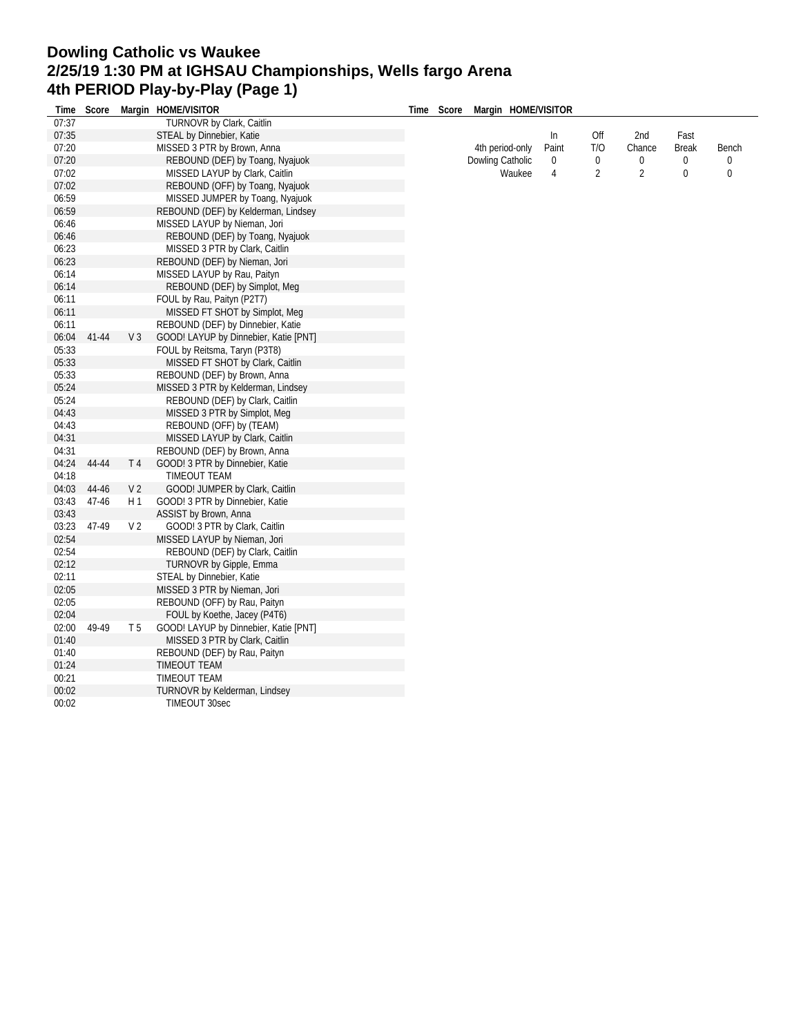# Dowling Catholic vs Waukee
# 2/25/19 1:30 PM at IGHSAU Championships, Wells fargo Arena
# 4th PERIOD Play-by-Play (Page 1)

| Time | Score | Margin | HOME/VISITOR |
|---|---|---|---|
| 07:37 | | | TURNOVR by Clark, Caitlin |
| 07:35 | | | STEAL by Dinnebier, Katie |
| 07:20 | | | MISSED 3 PTR by Brown, Anna |
| 07:20 | | | REBOUND (DEF) by Toang, Nyajuok |
| 07:02 | | | MISSED LAYUP by Clark, Caitlin |
| 07:02 | | | REBOUND (OFF) by Toang, Nyajuok |
| 06:59 | | | MISSED JUMPER by Toang, Nyajuok |
| 06:59 | | | REBOUND (DEF) by Kelderman, Lindsey |
| 06:46 | | | MISSED LAYUP by Nieman, Jori |
| 06:46 | | | REBOUND (DEF) by Toang, Nyajuok |
| 06:23 | | | MISSED 3 PTR by Clark, Caitlin |
| 06:23 | | | REBOUND (DEF) by Nieman, Jori |
| 06:14 | | | MISSED LAYUP by Rau, Paityn |
| 06:14 | | | REBOUND (DEF) by Simplot, Meg |
| 06:11 | | | FOUL by Rau, Paityn (P2T7) |
| 06:11 | | | MISSED FT SHOT by Simplot, Meg |
| 06:11 | | | REBOUND (DEF) by Dinnebier, Katie |
| 06:04 | 41-44 | V 3 | GOOD! LAYUP by Dinnebier, Katie [PNT] |
| 05:33 | | | FOUL by Reitsma, Taryn (P3T8) |
| 05:33 | | | MISSED FT SHOT by Clark, Caitlin |
| 05:33 | | | REBOUND (DEF) by Brown, Anna |
| 05:24 | | | MISSED 3 PTR by Kelderman, Lindsey |
| 05:24 | | | REBOUND (DEF) by Clark, Caitlin |
| 04:43 | | | MISSED 3 PTR by Simplot, Meg |
| 04:43 | | | REBOUND (OFF) by (TEAM) |
| 04:31 | | | MISSED LAYUP by Clark, Caitlin |
| 04:31 | | | REBOUND (DEF) by Brown, Anna |
| 04:24 | 44-44 | T 4 | GOOD! 3 PTR by Dinnebier, Katie |
| 04:18 | | | TIMEOUT TEAM |
| 04:03 | 44-46 | V 2 | GOOD! JUMPER by Clark, Caitlin |
| 03:43 | 47-46 | H 1 | GOOD! 3 PTR by Dinnebier, Katie |
| 03:43 | | | ASSIST by Brown, Anna |
| 03:23 | 47-49 | V 2 | GOOD! 3 PTR by Clark, Caitlin |
| 02:54 | | | MISSED LAYUP by Nieman, Jori |
| 02:54 | | | REBOUND (DEF) by Clark, Caitlin |
| 02:12 | | | TURNOVR by Gipple, Emma |
| 02:11 | | | STEAL by Dinnebier, Katie |
| 02:05 | | | MISSED 3 PTR by Nieman, Jori |
| 02:05 | | | REBOUND (OFF) by Rau, Paityn |
| 02:04 | | | FOUL by Koethe, Jacey (P4T6) |
| 02:00 | 49-49 | T 5 | GOOD! LAYUP by Dinnebier, Katie [PNT] |
| 01:40 | | | MISSED 3 PTR by Clark, Caitlin |
| 01:40 | | | REBOUND (DEF) by Rau, Paityn |
| 01:24 | | | TIMEOUT TEAM |
| 00:21 | | | TIMEOUT TEAM |
| 00:02 | | | TURNOVR by Kelderman, Lindsey |
| 00:02 | | | TIMEOUT 30sec |

| 4th period-only | In Paint | Off T/O | 2nd Chance | Fast Break | Bench |
|---|---|---|---|---|---|
| Dowling Catholic | 0 | 0 | 0 | 0 | 0 |
| Waukee | 4 | 2 | 2 | 0 | 0 |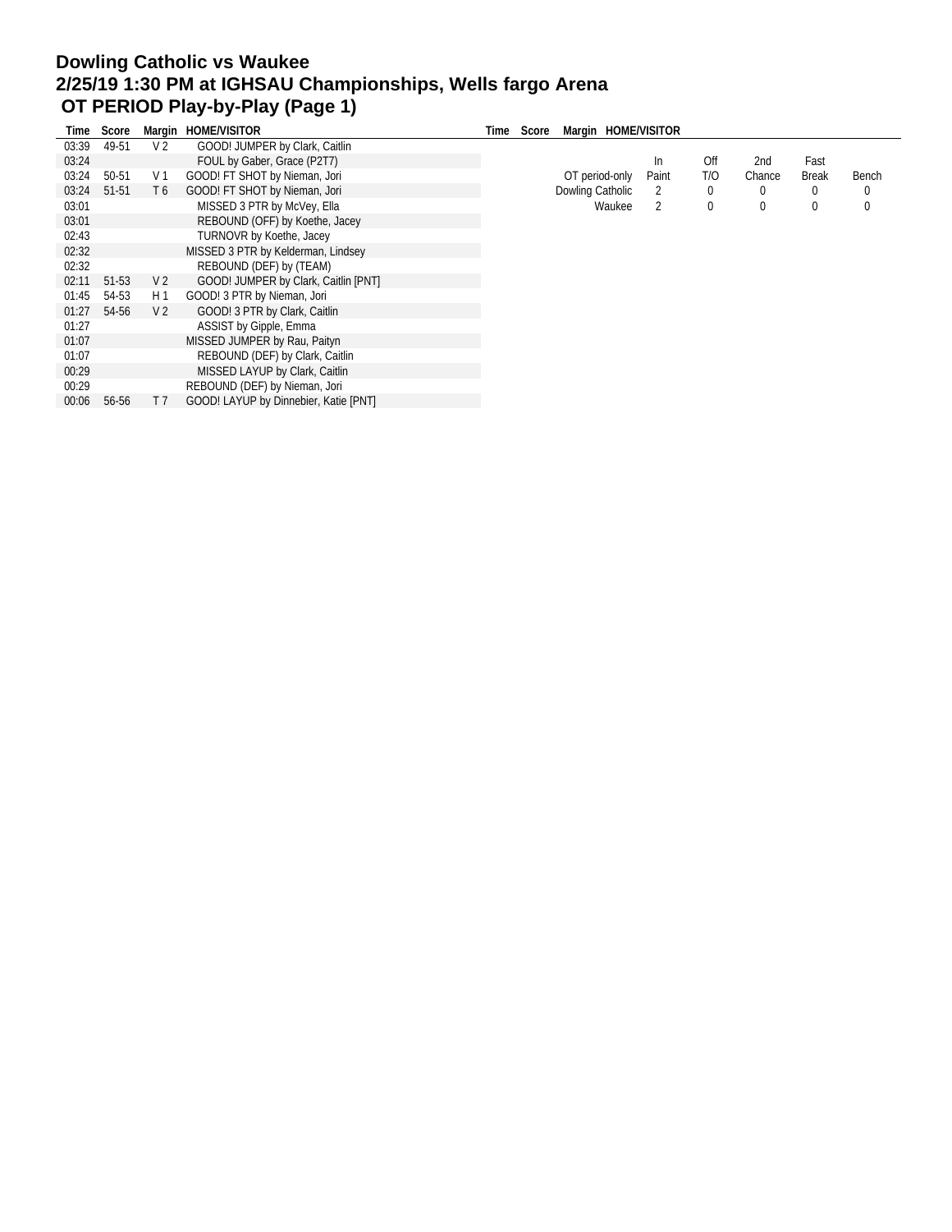# Dowling Catholic vs Waukee
## 2/25/19 1:30 PM at IGHSAU Championships, Wells fargo Arena
## OT PERIOD Play-by-Play (Page 1)

| Time | Score | Margin | HOME/VISITOR |
|---|---|---|---|
| 03:39 | 49-51 | V 2 | GOOD! JUMPER by Clark, Caitlin |
| 03:24 | | | FOUL by Gaber, Grace (P2T7) |
| 03:24 | 50-51 | V 1 | GOOD! FT SHOT by Nieman, Jori |
| 03:24 | 51-51 | T 6 | GOOD! FT SHOT by Nieman, Jori |
| 03:01 | | | MISSED 3 PTR by McVey, Ella |
| 03:01 | | | REBOUND (OFF) by Koethe, Jacey |
| 02:43 | | | TURNOVR by Koethe, Jacey |
| 02:32 | | | MISSED 3 PTR by Kelderman, Lindsey |
| 02:32 | | | REBOUND (DEF) by (TEAM) |
| 02:11 | 51-53 | V 2 | GOOD! JUMPER by Clark, Caitlin [PNT] |
| 01:45 | 54-53 | H 1 | GOOD! 3 PTR by Nieman, Jori |
| 01:27 | 54-56 | V 2 | GOOD! 3 PTR by Clark, Caitlin |
| 01:27 | | | ASSIST by Gipple, Emma |
| 01:07 | | | MISSED JUMPER by Rau, Paityn |
| 01:07 | | | REBOUND (DEF) by Clark, Caitlin |
| 00:29 | | | MISSED LAYUP by Clark, Caitlin |
| 00:29 | | | REBOUND (DEF) by Nieman, Jori |
| 00:06 | 56-56 | T 7 | GOOD! LAYUP by Dinnebier, Katie [PNT] |

| OT period-only | In Paint | Off T/O | 2nd Chance | Fast Break | Bench |
|---|---|---|---|---|---|
| Dowling Catholic | 2 | 0 | 0 | 0 | 0 |
| Waukee | 2 | 0 | 0 | 0 | 0 |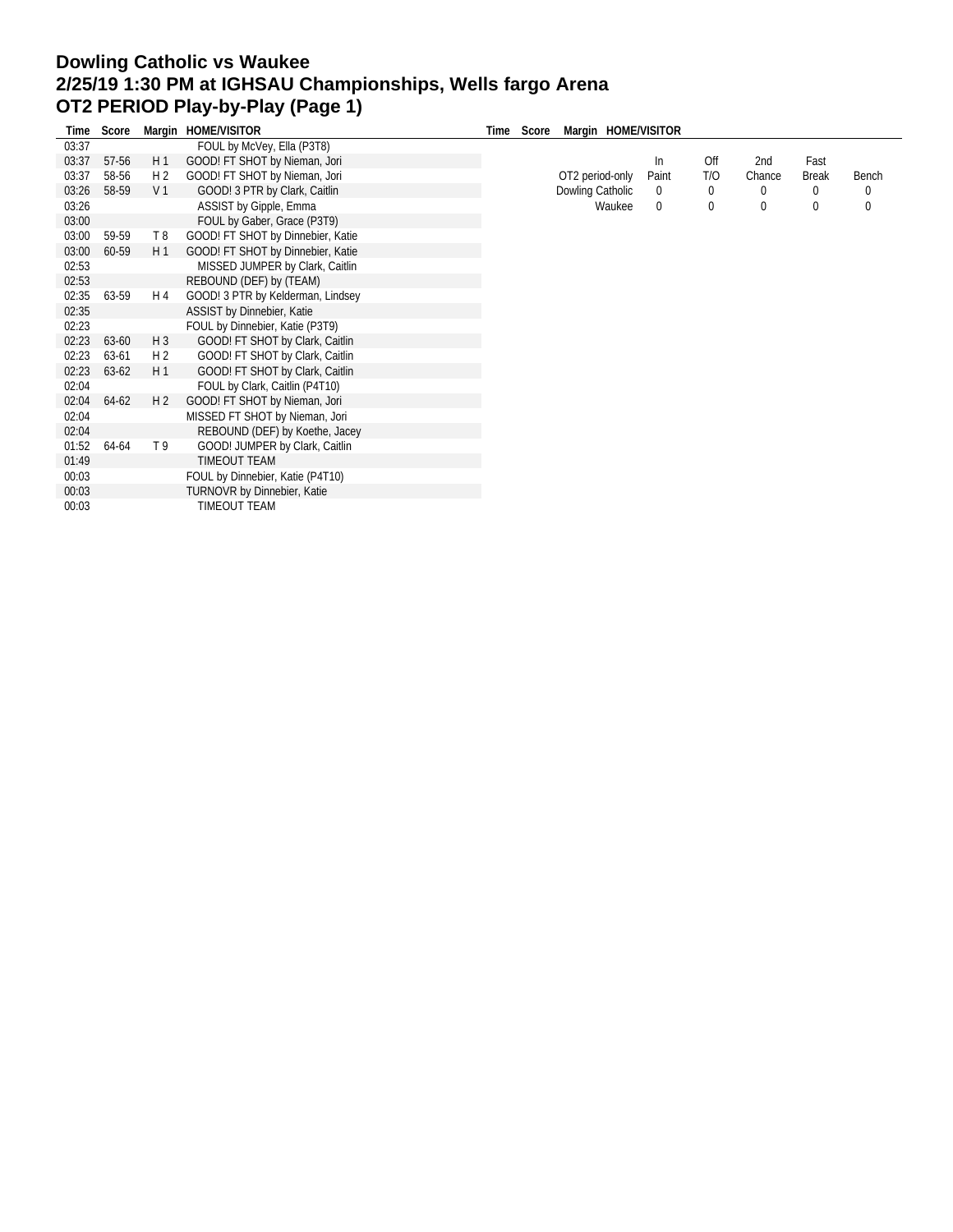# Dowling Catholic vs Waukee
# 2/25/19 1:30 PM at IGHSAU Championships, Wells fargo Arena
# OT2 PERIOD Play-by-Play (Page 1)

| Time | Score | Margin | HOME/VISITOR |
|---|---|---|---|
| 03:37 | | | FOUL by McVey, Ella (P3T8) |
| 03:37 | 57-56 | H 1 | GOOD! FT SHOT by Nieman, Jori |
| 03:37 | 58-56 | H 2 | GOOD! FT SHOT by Nieman, Jori |
| 03:26 | 58-59 | V 1 | GOOD! 3 PTR by Clark, Caitlin |
| 03:26 | | | ASSIST by Gipple, Emma |
| 03:00 | | | FOUL by Gaber, Grace (P3T9) |
| 03:00 | 59-59 | T 8 | GOOD! FT SHOT by Dinnebier, Katie |
| 03:00 | 60-59 | H 1 | GOOD! FT SHOT by Dinnebier, Katie |
| 02:53 | | | MISSED JUMPER by Clark, Caitlin |
| 02:53 | | | REBOUND (DEF) by (TEAM) |
| 02:35 | 63-59 | H 4 | GOOD! 3 PTR by Kelderman, Lindsey |
| 02:35 | | | ASSIST by Dinnebier, Katie |
| 02:23 | | | FOUL by Dinnebier, Katie (P3T9) |
| 02:23 | 63-60 | H 3 | GOOD! FT SHOT by Clark, Caitlin |
| 02:23 | 63-61 | H 2 | GOOD! FT SHOT by Clark, Caitlin |
| 02:23 | 63-62 | H 1 | GOOD! FT SHOT by Clark, Caitlin |
| 02:04 | | | FOUL by Clark, Caitlin (P4T10) |
| 02:04 | 64-62 | H 2 | GOOD! FT SHOT by Nieman, Jori |
| 02:04 | | | MISSED FT SHOT by Nieman, Jori |
| 02:04 | | | REBOUND (DEF) by Koethe, Jacey |
| 01:52 | 64-64 | T 9 | GOOD! JUMPER by Clark, Caitlin |
| 01:49 | | | TIMEOUT TEAM |
| 00:03 | | | FOUL by Dinnebier, Katie (P4T10) |
| 00:03 | | | TURNOVR by Dinnebier, Katie |
| 00:03 | | | TIMEOUT TEAM |

| OT2 period-only | In Paint | Off T/O | 2nd Chance | Fast Break | Bench |
|---|---|---|---|---|---|
| Dowling Catholic | 0 | 0 | 0 | 0 | 0 |
| Waukee | 0 | 0 | 0 | 0 | 0 |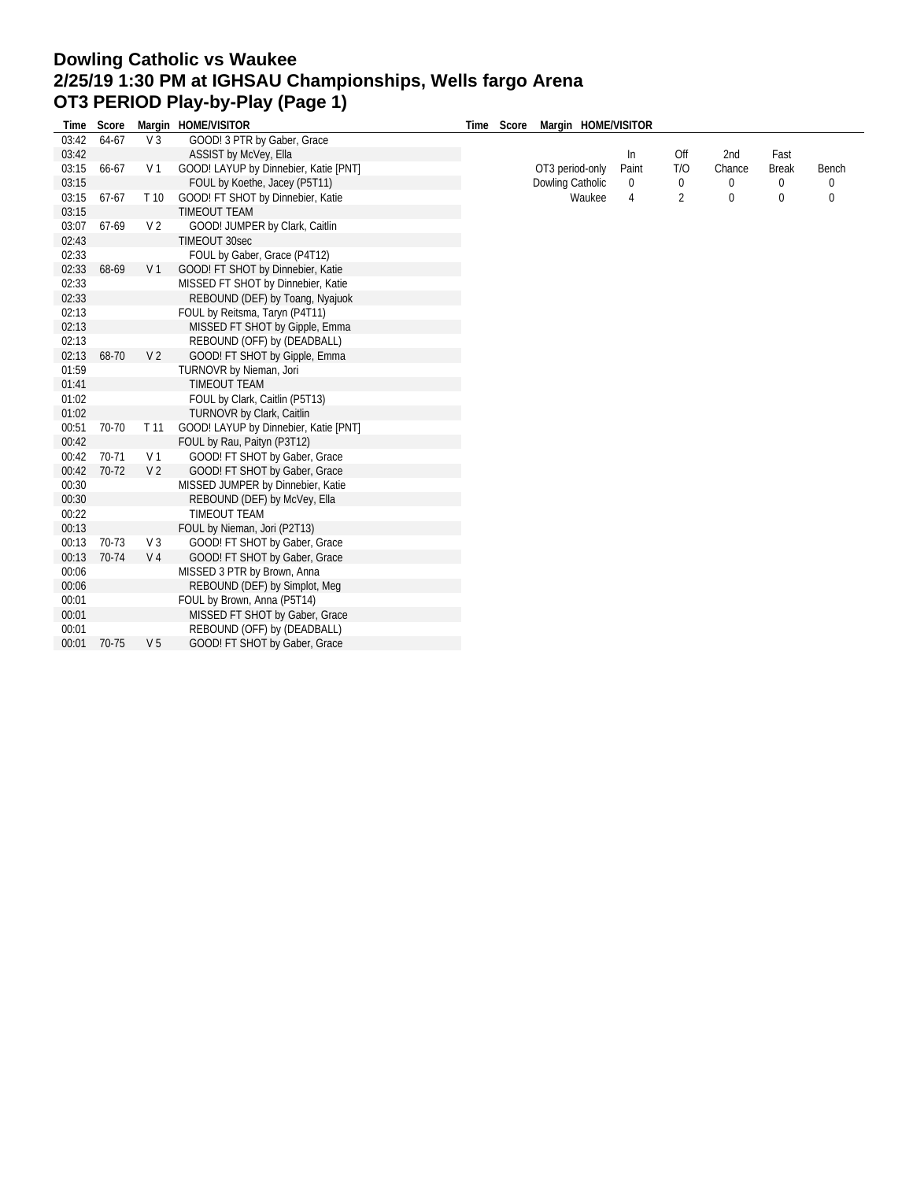# Dowling Catholic vs Waukee
# 2/25/19 1:30 PM at IGHSAU Championships, Wells fargo Arena
# OT3 PERIOD Play-by-Play (Page 1)

| Time | Score | Margin | HOME/VISITOR |
|---|---|---|---|
| 03:42 | 64-67 | V 3 | GOOD! 3 PTR by Gaber, Grace |
| 03:42 | | | ASSIST by McVey, Ella |
| 03:15 | 66-67 | V 1 | GOOD! LAYUP by Dinnebier, Katie [PNT] |
| 03:15 | | | FOUL by Koethe, Jacey (P5T11) |
| 03:15 | 67-67 | T 10 | GOOD! FT SHOT by Dinnebier, Katie |
| 03:15 | | | TIMEOUT TEAM |
| 03:07 | 67-69 | V 2 | GOOD! JUMPER by Clark, Caitlin |
| 02:43 | | | TIMEOUT 30sec |
| 02:33 | | | FOUL by Gaber, Grace (P4T12) |
| 02:33 | 68-69 | V 1 | GOOD! FT SHOT by Dinnebier, Katie |
| 02:33 | | | MISSED FT SHOT by Dinnebier, Katie |
| 02:33 | | | REBOUND (DEF) by Toang, Nyajuok |
| 02:13 | | | FOUL by Reitsma, Taryn (P4T11) |
| 02:13 | | | MISSED FT SHOT by Gipple, Emma |
| 02:13 | | | REBOUND (OFF) by (DEADBALL) |
| 02:13 | 68-70 | V 2 | GOOD! FT SHOT by Gipple, Emma |
| 01:59 | | | TURNOVR by Nieman, Jori |
| 01:41 | | | TIMEOUT TEAM |
| 01:02 | | | FOUL by Clark, Caitlin (P5T13) |
| 01:02 | | | TURNOVR by Clark, Caitlin |
| 00:51 | 70-70 | T 11 | GOOD! LAYUP by Dinnebier, Katie [PNT] |
| 00:42 | | | FOUL by Rau, Paityn (P3T12) |
| 00:42 | 70-71 | V 1 | GOOD! FT SHOT by Gaber, Grace |
| 00:42 | 70-72 | V 2 | GOOD! FT SHOT by Gaber, Grace |
| 00:30 | | | MISSED JUMPER by Dinnebier, Katie |
| 00:30 | | | REBOUND (DEF) by McVey, Ella |
| 00:22 | | | TIMEOUT TEAM |
| 00:13 | | | FOUL by Nieman, Jori (P2T13) |
| 00:13 | 70-73 | V 3 | GOOD! FT SHOT by Gaber, Grace |
| 00:13 | 70-74 | V 4 | GOOD! FT SHOT by Gaber, Grace |
| 00:06 | | | MISSED 3 PTR by Brown, Anna |
| 00:06 | | | REBOUND (DEF) by Simplot, Meg |
| 00:01 | | | FOUL by Brown, Anna (P5T14) |
| 00:01 | | | MISSED FT SHOT by Gaber, Grace |
| 00:01 | | | REBOUND (OFF) by (DEADBALL) |
| 00:01 | 70-75 | V 5 | GOOD! FT SHOT by Gaber, Grace |

| OT3 period-only | In Paint | Off T/O | 2nd Chance | Fast Break | Bench |
|---|---|---|---|---|---|
| Dowling Catholic | 0 | 0 | 0 | 0 | 0 |
| Waukee | 4 | 2 | 0 | 0 | 0 |